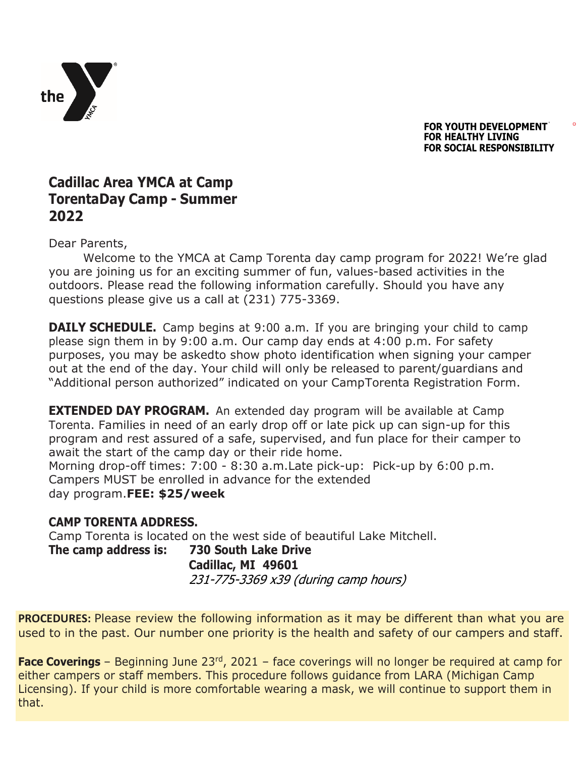the YMCA

**FOR YOUTH DEVELOPMENT**
**FOR HEALTHY LIVING**
**FOR SOCIAL RESPONSIBILITY**

# Cadillac Area YMCA at Camp TorentaDay Camp - Summer 2022

Dear Parents,

Welcome to the YMCA at Camp Torenta day camp program for 2022! We're glad you are joining us for an exciting summer of fun, values-based activities in the outdoors. Please read the following information carefully. Should you have any questions please give us a call at (231) 775-3369.

**DAILY SCHEDULE.** Camp begins at 9:00 a.m. If you are bringing your child to camp please sign them in by 9:00 a.m. Our camp day ends at 4:00 p.m. For safety purposes, you may be askedto show photo identification when signing your camper out at the end of the day. Your child will only be released to parent/guardians and "Additional person authorized" indicated on your CampTorenta Registration Form.

**EXTENDED DAY PROGRAM.** An extended day program will be available at Camp Torenta. Families in need of an early drop off or late pick up can sign-up for this program and rest assured of a safe, supervised, and fun place for their camper to await the start of the camp day or their ride home.
Morning drop-off times: 7:00 - 8:30 a.m.Late pick-up: Pick-up by 6:00 p.m.
Campers MUST be enrolled in advance for the extended day program.**FEE: $25/week**

**CAMP TORENTA ADDRESS.**
Camp Torenta is located on the west side of beautiful Lake Mitchell.
**The camp address is:** **730 South Lake Drive**
**Cadillac, MI 49601**
*231-775-3369 x39 (during camp hours)*

**PROCEDURES:** Please review the following information as it may be different than what you are used to in the past. Our number one priority is the health and safety of our campers and staff.

**Face Coverings** – Beginning June 23rd, 2021 – face coverings will no longer be required at camp for either campers or staff members. This procedure follows guidance from LARA (Michigan Camp Licensing). If your child is more comfortable wearing a mask, we will continue to support them in that.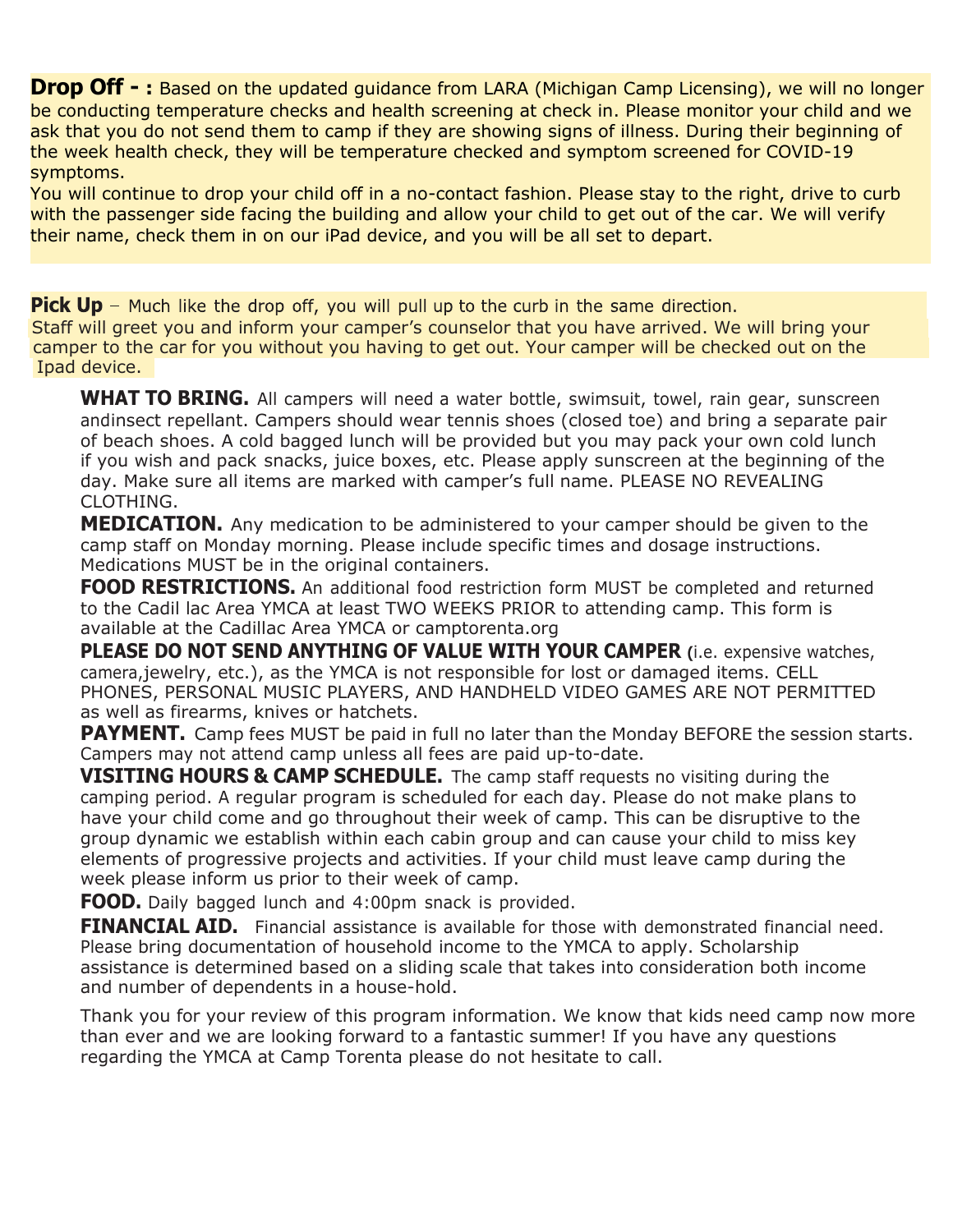**Drop Off - :** Based on the updated guidance from LARA (Michigan Camp Licensing), we will no longer be conducting temperature checks and health screening at check in. Please monitor your child and we ask that you do not send them to camp if they are showing signs of illness. During their beginning of the week health check, they will be temperature checked and symptom screened for COVID-19 symptoms.

You will continue to drop your child off in a no-contact fashion. Please stay to the right, drive to curb with the passenger side facing the building and allow your child to get out of the car. We will verify their name, check them in on our iPad device, and you will be all set to depart.

**Pick Up** – Much like the drop off, you will pull up to the curb in the same direction. Staff will greet you and inform your camper's counselor that you have arrived. We will bring your camper to the car for you without you having to get out. Your camper will be checked out on the Ipad device.

**WHAT TO BRING.** All campers will need a water bottle, swimsuit, towel, rain gear, sunscreen andinsect repellant. Campers should wear tennis shoes (closed toe) and bring a separate pair of beach shoes. A cold bagged lunch will be provided but you may pack your own cold lunch if you wish and pack snacks, juice boxes, etc. Please apply sunscreen at the beginning of the day. Make sure all items are marked with camper's full name. PLEASE NO REVEALING CLOTHING.

**MEDICATION.** Any medication to be administered to your camper should be given to the camp staff on Monday morning. Please include specific times and dosage instructions. Medications MUST be in the original containers.

**FOOD RESTRICTIONS.** An additional food restriction form MUST be completed and returned to the Cadil lac Area YMCA at least TWO WEEKS PRIOR to attending camp. This form is available at the Cadillac Area YMCA or camptorenta.org

**PLEASE DO NOT SEND ANYTHING OF VALUE WITH YOUR CAMPER (**i.e. expensive watches, camera,jewelry, etc.), as the YMCA is not responsible for lost or damaged items. CELL PHONES, PERSONAL MUSIC PLAYERS, AND HANDHELD VIDEO GAMES ARE NOT PERMITTED as well as firearms, knives or hatchets.

**PAYMENT.** Camp fees MUST be paid in full no later than the Monday BEFORE the session starts. Campers may not attend camp unless all fees are paid up-to-date.

**VISITING HOURS & CAMP SCHEDULE.** The camp staff requests no visiting during the camping period. A regular program is scheduled for each day. Please do not make plans to have your child come and go throughout their week of camp. This can be disruptive to the group dynamic we establish within each cabin group and can cause your child to miss key elements of progressive projects and activities. If your child must leave camp during the week please inform us prior to their week of camp.

**FOOD.** Daily bagged lunch and 4:00pm snack is provided.

**FINANCIAL AID.** Financial assistance is available for those with demonstrated financial need. Please bring documentation of household income to the YMCA to apply. Scholarship assistance is determined based on a sliding scale that takes into consideration both income and number of dependents in a house-hold.

Thank you for your review of this program information. We know that kids need camp now more than ever and we are looking forward to a fantastic summer! If you have any questions regarding the YMCA at Camp Torenta please do not hesitate to call.